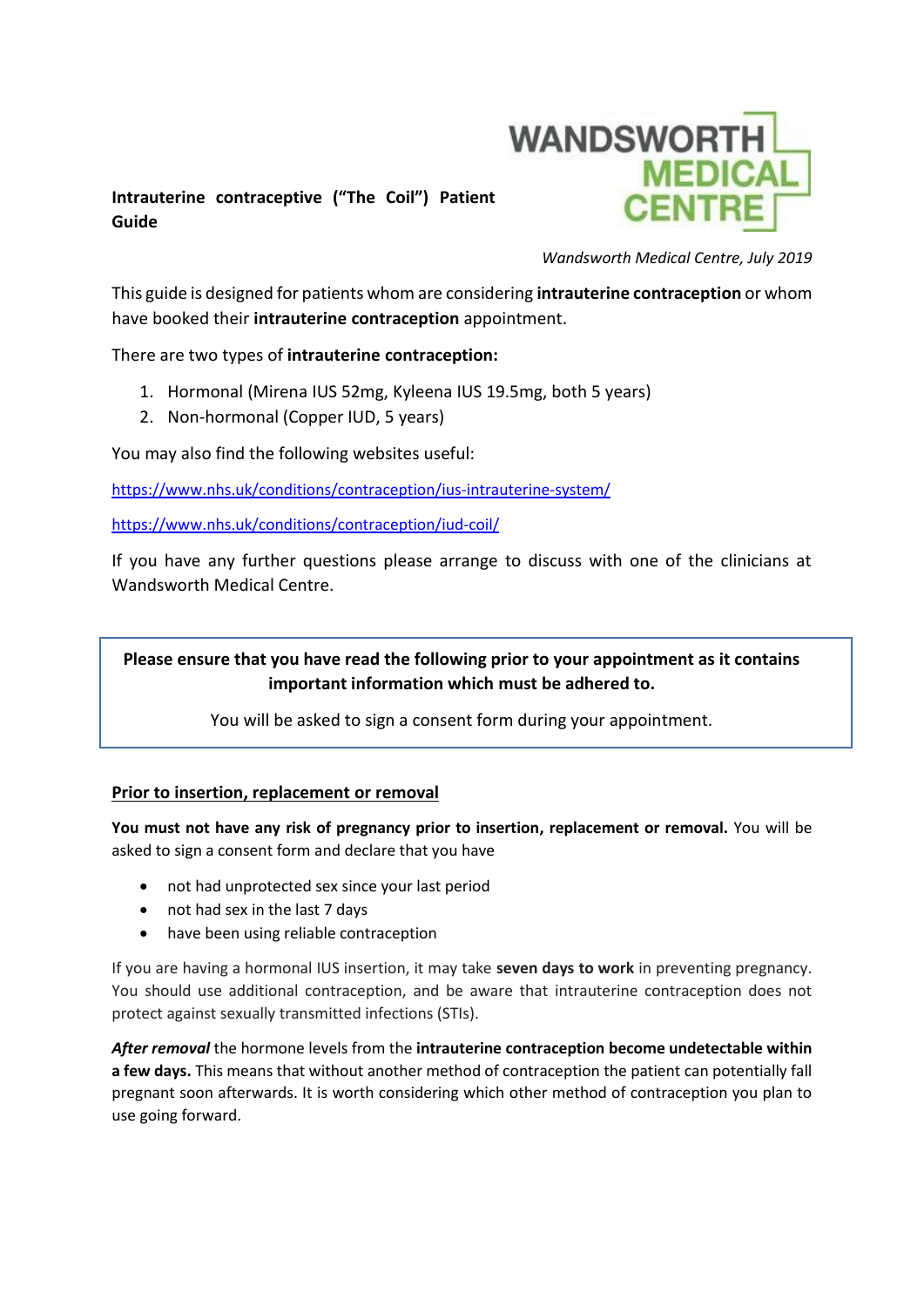**Intrauterine contraceptive ("The Coil") Patient Guide**

WANDSWORTH MEDICAL CENTRE

*Wandsworth Medical Centre, July 2019*

This guide is designed for patients whom are considering **intrauterine contraception** or whom have booked their **intrauterine contraception** appointment.

There are two types of **intrauterine contraception:**

1. Hormonal (Mirena IUS 52mg, Kyleena IUS 19.5mg, both 5 years)
2. Non-hormonal (Copper IUD, 5 years)

You may also find the following websites useful:

https://www.nhs.uk/conditions/contraception/ius-intrauterine-system/

https://www.nhs.uk/conditions/contraception/iud-coil/

If you have any further questions please arrange to discuss with one of the clinicians at Wandsworth Medical Centre.

**Please ensure that you have read the following prior to your appointment as it contains important information which must be adhered to.**

You will be asked to sign a consent form during your appointment.

## Prior to insertion, replacement or removal

**You must not have any risk of pregnancy prior to insertion, replacement or removal.** You will be asked to sign a consent form and declare that you have

- not had unprotected sex since your last period
- not had sex in the last 7 days
- have been using reliable contraception

If you are having a hormonal IUS insertion, it may take **seven days to work** in preventing pregnancy. You should use additional contraception, and be aware that intrauterine contraception does not protect against sexually transmitted infections (STIs).

***After removal*** the hormone levels from the **intrauterine contraception become undetectable within a few days.** This means that without another method of contraception the patient can potentially fall pregnant soon afterwards. It is worth considering which other method of contraception you plan to use going forward.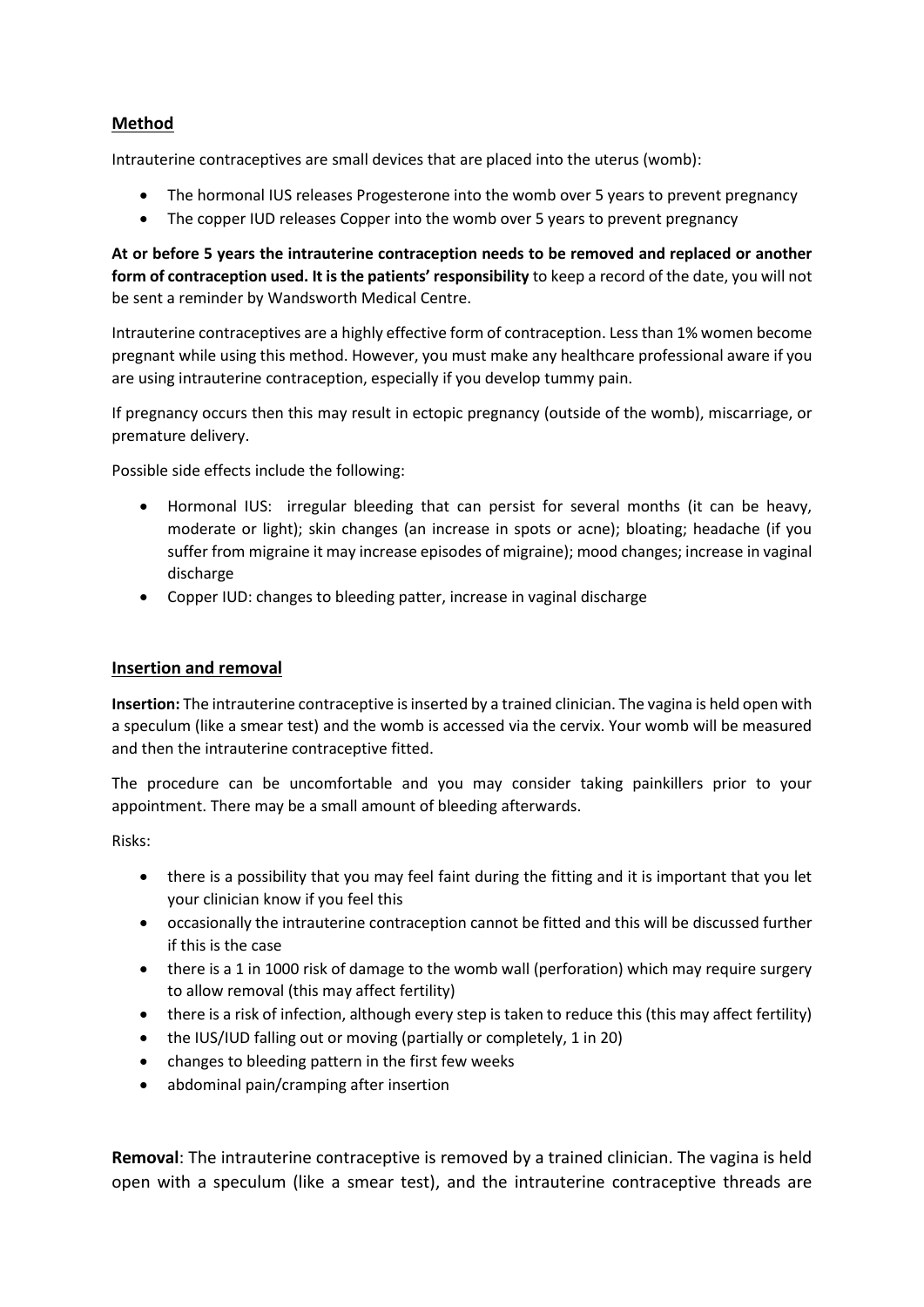## Method

Intrauterine contraceptives are small devices that are placed into the uterus (womb):

- The hormonal IUS releases Progesterone into the womb over 5 years to prevent pregnancy
- The copper IUD releases Copper into the womb over 5 years to prevent pregnancy

**At or before 5 years the intrauterine contraception needs to be removed and replaced or another form of contraception used. It is the patients' responsibility** to keep a record of the date, you will not be sent a reminder by Wandsworth Medical Centre.

Intrauterine contraceptives are a highly effective form of contraception. Less than 1% women become pregnant while using this method. However, you must make any healthcare professional aware if you are using intrauterine contraception, especially if you develop tummy pain.

If pregnancy occurs then this may result in ectopic pregnancy (outside of the womb), miscarriage, or premature delivery.

Possible side effects include the following:

- Hormonal IUS: irregular bleeding that can persist for several months (it can be heavy, moderate or light); skin changes (an increase in spots or acne); bloating; headache (if you suffer from migraine it may increase episodes of migraine); mood changes; increase in vaginal discharge
- Copper IUD: changes to bleeding patter, increase in vaginal discharge

## Insertion and removal

**Insertion:** The intrauterine contraceptive is inserted by a trained clinician. The vagina is held open with a speculum (like a smear test) and the womb is accessed via the cervix. Your womb will be measured and then the intrauterine contraceptive fitted.

The procedure can be uncomfortable and you may consider taking painkillers prior to your appointment. There may be a small amount of bleeding afterwards.

Risks:

- there is a possibility that you may feel faint during the fitting and it is important that you let your clinician know if you feel this
- occasionally the intrauterine contraception cannot be fitted and this will be discussed further if this is the case
- there is a 1 in 1000 risk of damage to the womb wall (perforation) which may require surgery to allow removal (this may affect fertility)
- there is a risk of infection, although every step is taken to reduce this (this may affect fertility)
- the IUS/IUD falling out or moving (partially or completely, 1 in 20)
- changes to bleeding pattern in the first few weeks
- abdominal pain/cramping after insertion

**Removal**: The intrauterine contraceptive is removed by a trained clinician. The vagina is held open with a speculum (like a smear test), and the intrauterine contraceptive threads are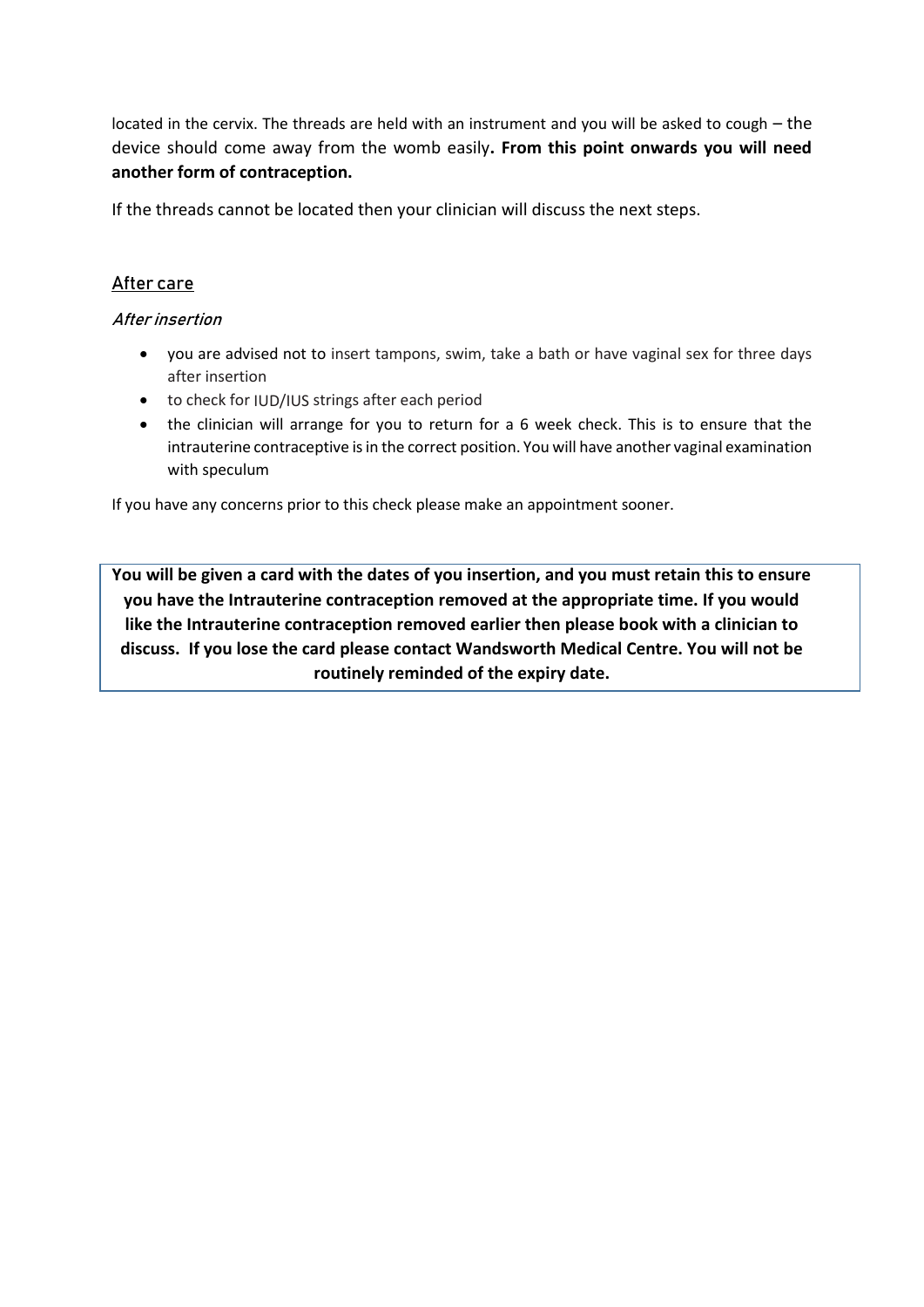located in the cervix. The threads are held with an instrument and you will be asked to cough – the device should come away from the womb easily**. From this point onwards you will need another form of contraception.**

If the threads cannot be located then your clinician will discuss the next steps.

## After care

### *After insertion*

- you are advised not to insert tampons, swim, take a bath or have vaginal sex for three days after insertion
- to check for IUD/IUS strings after each period
- the clinician will arrange for you to return for a 6 week check. This is to ensure that the intrauterine contraceptive is in the correct position. You will have another vaginal examination with speculum

If you have any concerns prior to this check please make an appointment sooner.

**You will be given a card with the dates of you insertion, and you must retain this to ensure you have the Intrauterine contraception removed at the appropriate time. If you would like the Intrauterine contraception removed earlier then please book with a clinician to discuss. If you lose the card please contact Wandsworth Medical Centre. You will not be routinely reminded of the expiry date.**